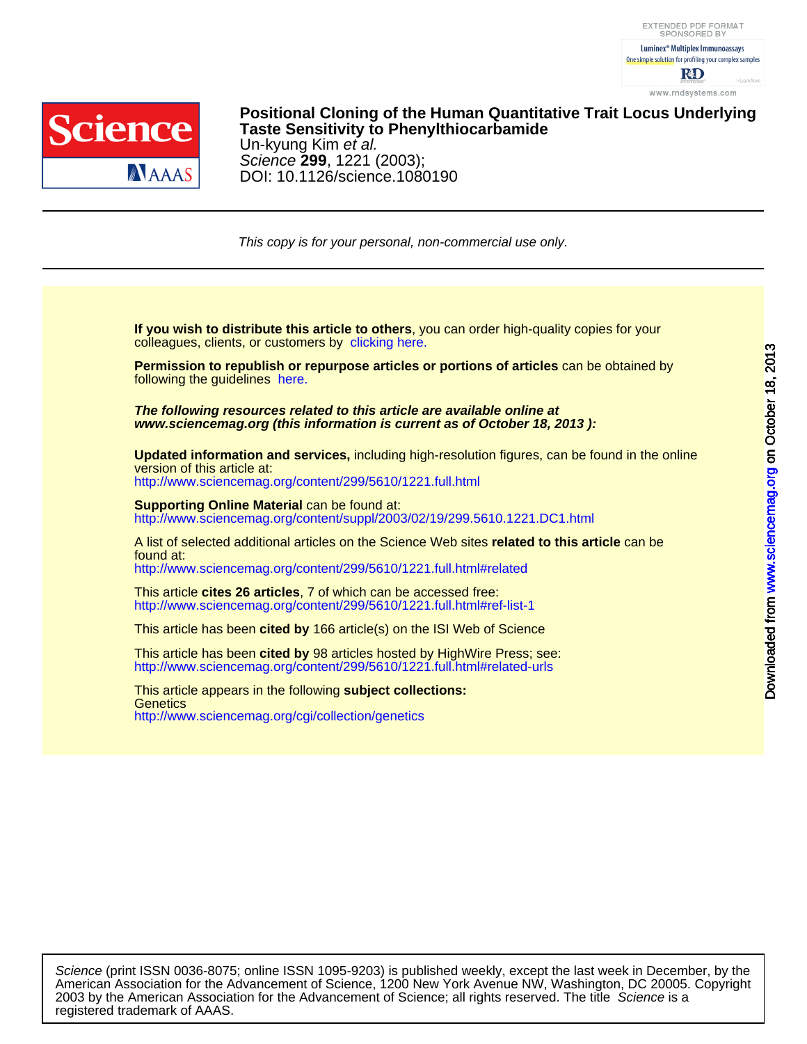# Positional Cloning of the Human Quantitative Trait Locus Underlying Taste Sensitivity to Phenylthiocarbamide

Un-kyung Kim *et al.*

*Science* **299**, 1221 (2003);

DOI: 10.1126/science.1080190

*This copy is for your personal, non-commercial use only.*

**If you wish to distribute this article to others**, you can order high-quality copies for your colleagues, clients, or customers by clicking here.

**Permission to republish or repurpose articles or portions of articles** can be obtained by following the guidelines here.

***The following resources related to this article are available online at www.sciencemag.org (this information is current as of October 18, 2013 ):***

**Updated information and services,** including high-resolution figures, can be found in the online version of this article at:
http://www.sciencemag.org/content/299/5610/1221.full.html

**Supporting Online Material** can be found at:
http://www.sciencemag.org/content/suppl/2003/02/19/299.5610.1221.DC1.html

A list of selected additional articles on the Science Web sites **related to this article** can be found at:
http://www.sciencemag.org/content/299/5610/1221.full.html#related

This article **cites 26 articles**, 7 of which can be accessed free:
http://www.sciencemag.org/content/299/5610/1221.full.html#ref-list-1

This article has been **cited by** 166 article(s) on the ISI Web of Science

This article has been **cited by** 98 articles hosted by HighWire Press; see:
http://www.sciencemag.org/content/299/5610/1221.full.html#related-urls

This article appears in the following **subject collections:**
Genetics
http://www.sciencemag.org/cgi/collection/genetics

*Science* (print ISSN 0036-8075; online ISSN 1095-9203) is published weekly, except the last week in December, by the American Association for the Advancement of Science, 1200 New York Avenue NW, Washington, DC 20005. Copyright 2003 by the American Association for the Advancement of Science; all rights reserved. The title *Science* is a registered trademark of AAAS.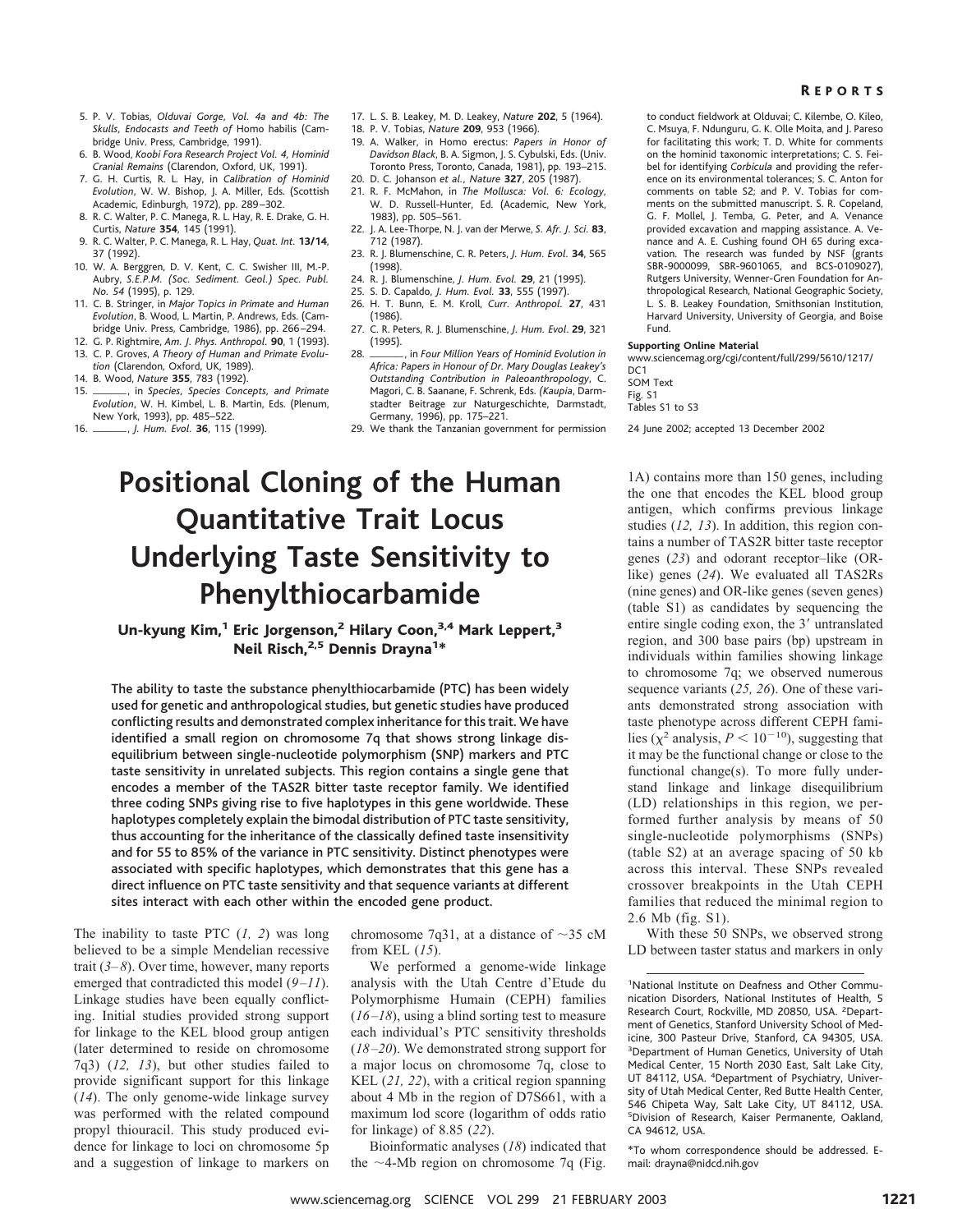5. P. V. Tobias, *Olduvai Gorge, Vol. 4a and 4b: The Skulls, Endocasts and Teeth of* Homo habilis (Cambridge Univ. Press, Cambridge, 1991).
6. B. Wood, *Koobi Fora Research Project Vol. 4, Hominid Cranial Remains* (Clarendon, Oxford, UK, 1991).
7. G. H. Curtis, R. L. Hay, in *Calibration of Hominid Evolution*, W. W. Bishop, J. A. Miller, Eds. (Scottish Academic, Edinburgh, 1972), pp. 289–302.
8. R. C. Walter, P. C. Manega, R. L. Hay, R. E. Drake, G. H. Curtis, *Nature* **354**, 145 (1991).
9. R. C. Walter, P. C. Manega, R. L. Hay, *Quat. Int.* **13/14**, 37 (1992).
10. W. A. Berggren, D. V. Kent, C. C. Swisher III, M.-P. Aubry, *S.E.P.M. (Soc. Sediment. Geol.) Spec. Publ. No. 54* (1995), p. 129.
11. C. B. Stringer, in *Major Topics in Primate and Human Evolution*, B. Wood, L. Martin, P. Andrews, Eds. (Cambridge Univ. Press, Cambridge, 1986), pp. 266–294.
12. G. P. Rightmire, *Am. J. Phys. Anthropol.* **90**, 1 (1993).
13. C. P. Groves, *A Theory of Human and Primate Evolution* (Clarendon, Oxford, UK, 1989).
14. B. Wood, *Nature* **355**, 783 (1992).
15. ———, in *Species, Species Concepts, and Primate Evolution*, W. H. Kimbel, L. B. Martin, Eds. (Plenum, New York, 1993), pp. 485–522.
16. ———, *J. Hum. Evol.* **36**, 115 (1999).
17. L. S. B. Leakey, M. D. Leakey, *Nature* **202**, 5 (1964).
18. P. V. Tobias, *Nature* **209**, 953 (1966).
19. A. Walker, in Homo erectus: *Papers in Honor of Davidson Black*, B. A. Sigmon, J. S. Cybulski, Eds. (Univ. Toronto Press, Toronto, Canada, 1981), pp. 193–215.
20. D. C. Johanson *et al.*, *Nature* **327**, 205 (1987).
21. R. F. McMahon, in *The Mollusca: Vol. 6: Ecology*, W. D. Russell-Hunter, Ed. (Academic, New York, 1983), pp. 505–561.
22. J. A. Lee-Thorpe, N. J. van der Merwe, *S. Afr. J. Sci.* **83**, 712 (1987).
23. R. J. Blumenschine, C. R. Peters, *J. Hum. Evol.* **34**, 565 (1998).
24. R. J. Blumenschine, *J. Hum. Evol.* **29**, 21 (1995).
25. S. D. Capaldo, *J. Hum. Evol.* **33**, 555 (1997).
26. H. T. Bunn, E. M. Kroll, *Curr. Anthropol.* **27**, 431 (1986).
27. C. R. Peters, R. J. Blumenschine, *J. Hum. Evol.* **29**, 321 (1995).
28. ———, in *Four Million Years of Hominid Evolution in Africa: Papers in Honour of Dr. Mary Douglas Leakey's Outstanding Contribution in Paleoanthropology*, C. Magori, C. B. Saanane, F. Schrenk, Eds. (*Kaupia*, Darmstadter Beitrage zur Naturgeschichte, Darmstadt, Germany, 1996), pp. 175–221.
29. We thank the Tanzanian government for permission to conduct fieldwork at Olduvai; C. Kilembe, O. Kileo, C. Msuya, F. Ndunguru, G. K. Olle Moita, and J. Pareso for facilitating this work; T. D. White for comments on the hominid taxonomic interpretations; C. S. Feibel for identifying *Corbicula* and providing the reference on its environmental tolerances; S. C. Anton for comments on table S2; and P. V. Tobias for comments on the submitted manuscript. S. R. Copeland, G. F. Mollel, J. Temba, G. Peter, and A. Venance provided excavation and mapping assistance. A. Venance and A. E. Cushing found OH 65 during excavation. The research was funded by NSF (grants SBR-9000099, SBR-9601065, and BCS-0109027), Rutgers University, Wenner-Gren Foundation for Anthropological Research, National Geographic Society, L. S. B. Leakey Foundation, Smithsonian Institution, Harvard University, University of Georgia, and Boise Fund.

**Supporting Online Material**

www.sciencemag.org/cgi/content/full/299/5610/1217/DC1
SOM Text
Fig. S1
Tables S1 to S3

24 June 2002; accepted 13 December 2002

# Positional Cloning of the Human Quantitative Trait Locus Underlying Taste Sensitivity to Phenylthiocarbamide

**Un-kyung Kim,[1] Eric Jorgenson,[2] Hilary Coon,[3,4] Mark Leppert,[3] Neil Risch,[2,5] Dennis Drayna[1]***

**The ability to taste the substance phenylthiocarbamide (PTC) has been widely used for genetic and anthropological studies, but genetic studies have produced conflicting results and demonstrated complex inheritance for this trait. We have identified a small region on chromosome 7q that shows strong linkage disequilibrium between single-nucleotide polymorphism (SNP) markers and PTC taste sensitivity in unrelated subjects. This region contains a single gene that encodes a member of the TAS2R bitter taste receptor family. We identified three coding SNPs giving rise to five haplotypes in this gene worldwide. These haplotypes completely explain the bimodal distribution of PTC taste sensitivity, thus accounting for the inheritance of the classically defined taste insensitivity and for 55 to 85% of the variance in PTC sensitivity. Distinct phenotypes were associated with specific haplotypes, which demonstrates that this gene has a direct influence on PTC taste sensitivity and that sequence variants at different sites interact with each other within the encoded gene product.**

The inability to taste PTC (*1, 2*) was long believed to be a simple Mendelian recessive trait (*3–8*). Over time, however, many reports emerged that contradicted this model (*9–11*). Linkage studies have been equally conflicting. Initial studies provided strong support for linkage to the KEL blood group antigen (later determined to reside on chromosome 7q3) (*12, 13*), but other studies failed to provide significant support for this linkage (*14*). The only genome-wide linkage survey was performed with the related compound propyl thiouracil. This study produced evidence for linkage to loci on chromosome 5p and a suggestion of linkage to markers on chromosome 7q31, at a distance of ~35 cM from KEL (*15*).

We performed a genome-wide linkage analysis with the Utah Centre d'Etude du Polymorphisme Humain (CEPH) families (*16–18*), using a blind sorting test to measure each individual's PTC sensitivity thresholds (*18–20*). We demonstrated strong support for a major locus on chromosome 7q, close to KEL (*21, 22*), with a critical region spanning about 4 Mb in the region of D7S661, with a maximum lod score (logarithm of odds ratio for linkage) of 8.85 (*22*).

Bioinformatic analyses (*18*) indicated that the ~4-Mb region on chromosome 7q (Fig. 1A) contains more than 150 genes, including the one that encodes the KEL blood group antigen, which confirms previous linkage studies (*12, 13*). In addition, this region contains a number of TAS2R bitter taste receptor genes (*23*) and odorant receptor–like (OR-like) genes (*24*). We evaluated all TAS2Rs (nine genes) and OR-like genes (seven genes) (table S1) as candidates by sequencing the entire single coding exon, the 3′ untranslated region, and 300 base pairs (bp) upstream in individuals within families showing linkage to chromosome 7q; we observed numerous sequence variants (*25, 26*). One of these variants demonstrated strong association with taste phenotype across different CEPH families ($\chi^2$ analysis, $P < 10^{-10}$), suggesting that it may be the functional change or close to the functional change(s). To more fully understand linkage and linkage disequilibrium (LD) relationships in this region, we performed further analysis by means of 50 single-nucleotide polymorphisms (SNPs) (table S2) at an average spacing of 50 kb across this interval. These SNPs revealed crossover breakpoints in the Utah CEPH families that reduced the minimal region to 2.6 Mb (fig. S1).

With these 50 SNPs, we observed strong LD between taster status and markers in only

[1]National Institute on Deafness and Other Communication Disorders, National Institutes of Health, 5 Research Court, Rockville, MD 20850, USA. [2]Department of Genetics, Stanford University School of Medicine, 300 Pasteur Drive, Stanford, CA 94305, USA. [3]Department of Human Genetics, University of Utah Medical Center, 15 North 2030 East, Salt Lake City, UT 84112, USA. [4]Department of Psychiatry, University of Utah Medical Center, Red Butte Health Center, 546 Chipeta Way, Salt Lake City, UT 84112, USA. [5]Division of Research, Kaiser Permanente, Oakland, CA 94612, USA.

*To whom correspondence should be addressed. E-mail: drayna@nidcd.nih.gov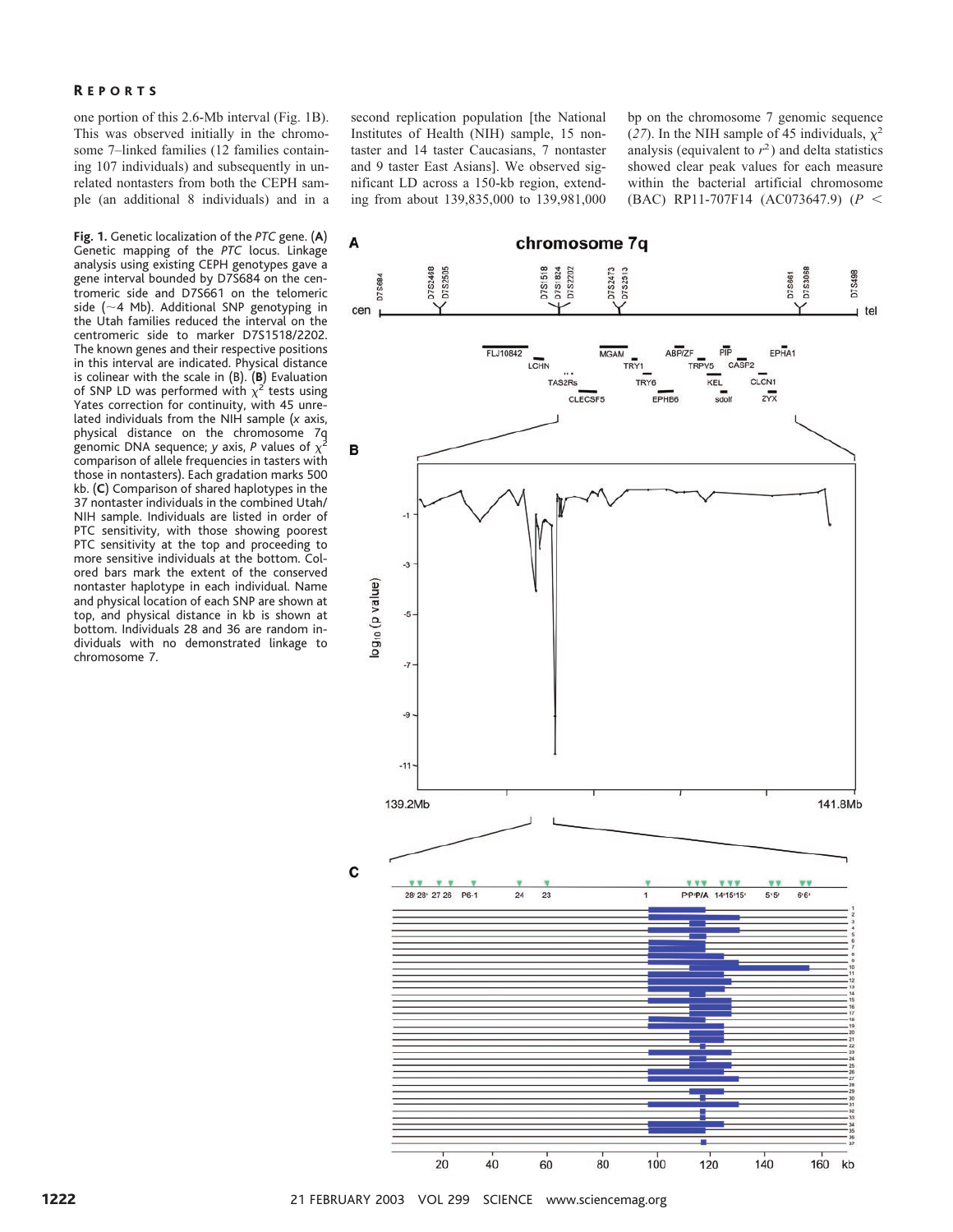one portion of this 2.6-Mb interval (Fig. 1B). This was observed initially in the chromosome 7–linked families (12 families containing 107 individuals) and subsequently in unrelated nontasters from both the CEPH sample (an additional 8 individuals) and in a second replication population [the National Institutes of Health (NIH) sample, 15 nontaster and 14 taster Caucasians, 7 nontaster and 9 taster East Asians]. We observed significant LD across a 150-kb region, extending from about 139,835,000 to 139,981,000 bp on the chromosome 7 genomic sequence (*27*). In the NIH sample of 45 individuals, $\chi^2$ analysis (equivalent to $r^2$) and delta statistics showed clear peak values for each measure within the bacterial artificial chromosome (BAC) RP11-707F14 (AC073647.9) ($P <$

**Fig. 1.** Genetic localization of the *PTC* gene. (**A**) Genetic mapping of the *PTC* locus. Linkage analysis using existing CEPH genotypes gave a gene interval bounded by D7S684 on the centromeric side and D7S661 on the telomeric side (~4 Mb). Additional SNP genotyping in the Utah families reduced the interval on the centromeric side to marker D7S1518/2202. The known genes and their respective positions in this interval are indicated. Physical distance is colinear with the scale in (B). (**B**) Evaluation of SNP LD was performed with $\chi^2$ tests using Yates correction for continuity, with 45 unrelated individuals from the NIH sample (*x* axis, physical distance on the chromosome 7q genomic DNA sequence; *y* axis, *P* values of $\chi^2$ comparison of allele frequencies in tasters with those in nontasters). Each gradation marks 500 kb. (**C**) Comparison of shared haplotypes in the 37 nontaster individuals in the combined Utah/NIH sample. Individuals are listed in order of PTC sensitivity, with those showing poorest PTC sensitivity at the top and proceeding to more sensitive individuals at the bottom. Colored bars mark the extent of the conserved nontaster haplotype in each individual. Name and physical location of each SNP are shown at top, and physical distance in kb is shown at bottom. Individuals 28 and 36 are random individuals with no demonstrated linkage to chromosome 7.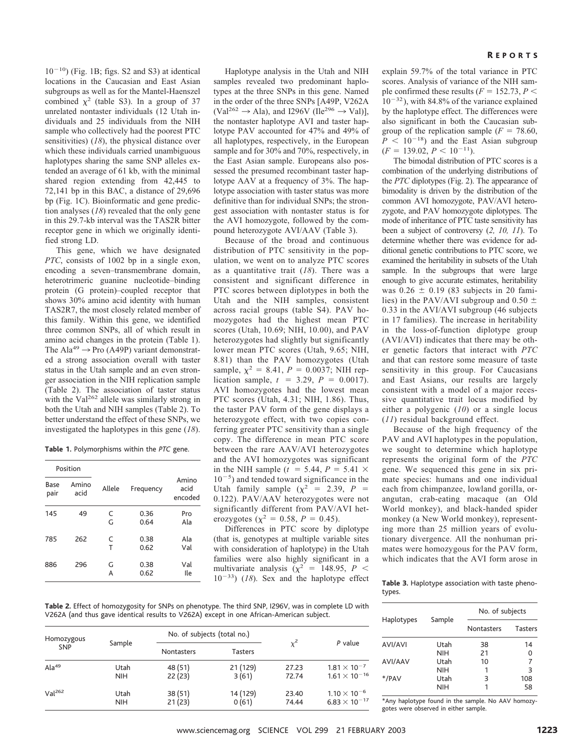$10^{-10}$) (Fig. 1B; figs. S2 and S3) at identical locations in the Caucasian and East Asian subgroups as well as for the Mantel-Haenszel combined $\chi^2$ (table S3). In a group of 37 unrelated nontaster individuals (12 Utah individuals and 25 individuals from the NIH sample who collectively had the poorest PTC sensitivities) (18), the physical distance over which these individuals carried unambiguous haplotypes sharing the same SNP alleles extended an average of 61 kb, with the minimal shared region extending from 42,445 to 72,141 bp in this BAC, a distance of 29,696 bp (Fig. 1C). Bioinformatic and gene prediction analyses (18) revealed that the only gene in this 29.7-kb interval was the TAS2R bitter receptor gene in which we originally identified strong LD.

This gene, which we have designated *PTC*, consists of 1002 bp in a single exon, encoding a seven–transmembrane domain, heterotrimeric guanine nucleotide–binding protein (G protein)–coupled receptor that shows 30% amino acid identity with human TAS2R7, the most closely related member of this family. Within this gene, we identified three common SNPs, all of which result in amino acid changes in the protein (Table 1). The $Ala^{49} \rightarrow Pro$ (A49P) variant demonstrated a strong association overall with taster status in the Utah sample and an even stronger association in the NIH replication sample (Table 2). The association of taster status with the $Val^{262}$ allele was similarly strong in both the Utah and NIH samples (Table 2). To better understand the effect of these SNPs, we investigated the haplotypes in this gene (18).

**Table 1.** Polymorphisms within the *PTC* gene.

| Position | | Allele | Frequency | Amino acid encoded |
|---|---|---|---|---|
| Base pair | Amino acid | | | |
| 145 | 49 | C | 0.36 | Pro |
| | | G | 0.64 | Ala |
| 785 | 262 | C | 0.38 | Ala |
| | | T | 0.62 | Val |
| 886 | 296 | G | 0.38 | Val |
| | | A | 0.62 | Ile |

Haplotype analysis in the Utah and NIH samples revealed two predominant haplotypes at the three SNPs in this gene. Named in the order of the three SNPs [A49P, V262A ($Val^{262} \rightarrow Ala$), and I296V ($Ile^{296} \rightarrow Val$)], the nontaster haplotype AVI and taster haplotype PAV accounted for 47% and 49% of all haplotypes, respectively, in the European sample and for 30% and 70%, respectively, in the East Asian sample. Europeans also possessed the presumed recombinant taster haplotype AAV at a frequency of 3%. The haplotype association with taster status was more definitive than for individual SNPs; the strongest association with nontaster status is for the AVI homozygote, followed by the compound heterozygote AVI/AAV (Table 3).

Because of the broad and continuous distribution of PTC sensitivity in the population, we went on to analyze PTC scores as a quantitative trait (18). There was a consistent and significant difference in PTC scores between diplotypes in both the Utah and the NIH samples, consistent across racial groups (table S4). PAV homozygotes had the highest mean PTC scores (Utah, 10.69; NIH, 10.00), and PAV heterozygotes had slightly but significantly lower mean PTC scores (Utah, 9.65; NIH, 8.81) than the PAV homozygotes (Utah sample, $\chi^2 = 8.41$, $P = 0.0037$; NIH replication sample, $t = 3.29$, $P = 0.0017$). AVI homozygotes had the lowest mean PTC scores (Utah, 4.31; NIH, 1.86). Thus, the taster PAV form of the gene displays a heterozygote effect, with two copies conferring greater PTC sensitivity than a single copy. The difference in mean PTC score between the rare AAV/AVI heterozygotes and the AVI homozygotes was significant in the NIH sample ($t = 5.44$, $P = 5.41 \times 10^{-5}$) and tended toward significance in the Utah family sample ($\chi^2 = 2.39$, $P = 0.122$). PAV/AAV heterozygotes were not significantly different from PAV/AVI heterozygotes ($\chi^2 = 0.58$, $P = 0.45$).

Differences in PTC score by diplotype (that is, genotypes at multiple variable sites with consideration of haplotype) in the Utah families were also highly significant in a multivariate analysis ($\chi^2 = 148.95$, $P < 10^{-33}$) (18). Sex and the haplotype effect explain 59.7% of the total variance in PTC scores. Analysis of variance of the NIH sample confirmed these results ($F = 152.73$, $P < 10^{-32}$), with 84.8% of the variance explained by the haplotype effect. The differences were also significant in both the Caucasian subgroup of the replication sample ($F = 78.60$, $P < 10^{-18}$) and the East Asian subgroup ($F = 139.02$, $P < 10^{-11}$).

The bimodal distribution of PTC scores is a combination of the underlying distributions of the *PTC* diplotypes (Fig. 2). The appearance of bimodality is driven by the distribution of the common AVI homozygote, PAV/AVI heterozygote, and PAV homozygote diplotypes. The mode of inheritance of PTC taste sensitivity has been a subject of controversy (2, 10, 11). To determine whether there was evidence for additional genetic contributions to PTC score, we examined the heritability in subsets of the Utah sample. In the subgroups that were large enough to give accurate estimates, heritability was $0.26 \pm 0.19$ (83 subjects in 20 families) in the PAV/AVI subgroup and $0.50 \pm 0.33$ in the AVI/AVI subgroup (46 subjects in 17 families). The increase in heritability in the loss-of-function diplotype group (AVI/AVI) indicates that there may be other genetic factors that interact with *PTC* and that can restore some measure of taste sensitivity in this group. For Caucasians and East Asians, our results are largely consistent with a model of a major recessive quantitative trait locus modified by either a polygenic (10) or a single locus (11) residual background effect.

Because of the high frequency of the PAV and AVI haplotypes in the population, we sought to determine which haplotype represents the original form of the *PTC* gene. We sequenced this gene in six primate species: humans and one individual each from chimpanzee, lowland gorilla, orangutan, crab-eating macaque (an Old World monkey), and black-handed spider monkey (a New World monkey), representing more than 25 million years of evolutionary divergence. All the nonhuman primates were homozygous for the PAV form, which indicates that the AVI form arose in

**Table 2.** Effect of homozygosity for SNPs on phenotype. The third SNP, I296V, was in complete LD with V262A (and thus gave identical results to V262A) except in one African-American subject.

| Homozygous SNP | Sample | No. of subjects (total no.) | | $\chi^2$ | *P* value |
|---|---|---|---|---|---|
| | | Nontasters | Tasters | | |
| $Ala^{49}$ | Utah | 48 (51) | 21 (129) | 27.23 | $1.81 \times 10^{-7}$ |
| | NIH | 22 (23) | 3 (61) | 72.74 | $1.61 \times 10^{-16}$ |
| $Val^{262}$ | Utah | 38 (51) | 14 (129) | 23.40 | $1.10 \times 10^{-6}$ |
| | NIH | 21 (23) | 0 (61) | 74.44 | $6.83 \times 10^{-17}$ |

**Table 3.** Haplotype association with taste phenotypes.

| Haplotypes | Sample | No. of subjects | |
|---|---|---|---|
| | | Nontasters | Tasters |
| AVI/AVI | Utah | 38 | 14 |
| | NIH | 21 | 0 |
| AVI/AAV | Utah | 10 | 7 |
| | NIH | 1 | 3 |
| */PAV | Utah | 3 | 108 |
| | NIH | 1 | 58 |

*Any haplotype found in the sample. No AAV homozygotes were observed in either sample.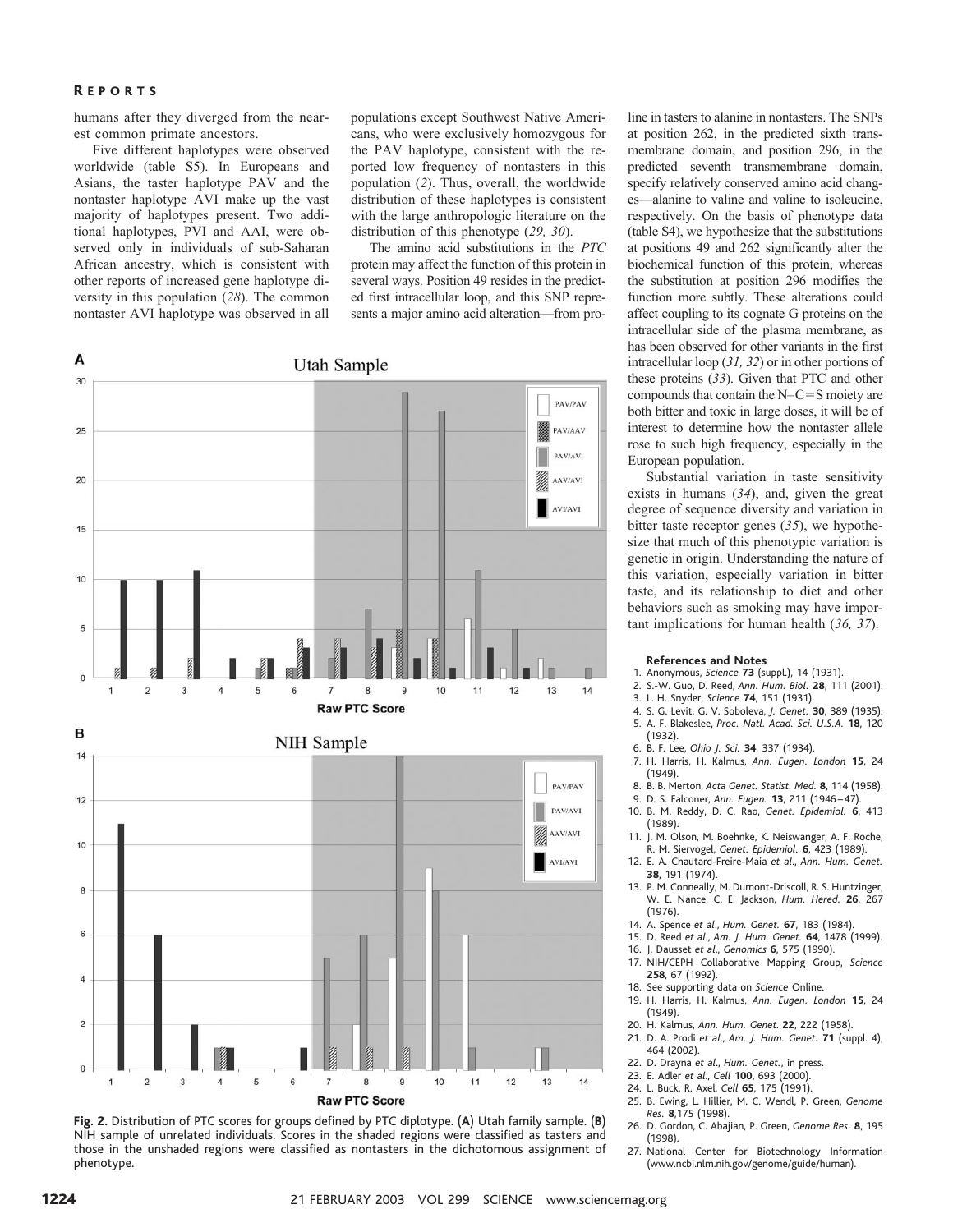humans after they diverged from the nearest common primate ancestors.

Five different haplotypes were observed worldwide (table S5). In Europeans and Asians, the taster haplotype PAV and the nontaster haplotype AVI make up the vast majority of haplotypes present. Two additional haplotypes, PVI and AAI, were observed only in individuals of sub-Saharan African ancestry, which is consistent with other reports of increased gene haplotype diversity in this population (*28*). The common nontaster AVI haplotype was observed in all populations except Southwest Native Americans, who were exclusively homozygous for the PAV haplotype, consistent with the reported low frequency of nontasters in this population (*2*). Thus, overall, the worldwide distribution of these haplotypes is consistent with the large anthropologic literature on the distribution of this phenotype (*29, 30*).

The amino acid substitutions in the *PTC* protein may affect the function of this protein in several ways. Position 49 resides in the predicted first intracellular loop, and this SNP represents a major amino acid alteration—from proline in tasters to alanine in nontasters. The SNPs at position 262, in the predicted sixth transmembrane domain, and position 296, in the predicted seventh transmembrane domain, specify relatively conserved amino acid changes—alanine to valine and valine to isoleucine, respectively. On the basis of phenotype data (table S4), we hypothesize that the substitutions at positions 49 and 262 significantly alter the biochemical function of this protein, whereas the substitution at position 296 modifies the function more subtly. These alterations could affect coupling to its cognate G proteins on the intracellular side of the plasma membrane, as has been observed for other variants in the first intracellular loop (*31, 32*) or in other portions of these proteins (*33*). Given that PTC and other compounds that contain the N–C=S moiety are both bitter and toxic in large doses, it will be of interest to determine how the nontaster allele rose to such high frequency, especially in the European population.

Substantial variation in taste sensitivity exists in humans (*34*), and, given the great degree of sequence diversity and variation in bitter taste receptor genes (*35*), we hypothesize that much of this phenotypic variation is genetic in origin. Understanding the nature of this variation, especially variation in bitter taste, and its relationship to diet and other behaviors such as smoking may have important implications for human health (*36, 37*).

**Fig. 2.** Distribution of PTC scores for groups defined by PTC diplotype. (**A**) Utah family sample. (**B**) NIH sample of unrelated individuals. Scores in the shaded regions were classified as tasters and those in the unshaded regions were classified as nontasters in the dichotomous assignment of phenotype.

**References and Notes**

1. Anonymous, *Science* **73** (suppl.), 14 (1931).
2. S.-W. Guo, D. Reed, *Ann. Hum. Biol.* **28**, 111 (2001).
3. L. H. Snyder, *Science* **74**, 151 (1931).
4. S. G. Levit, G. V. Soboleva, *J. Genet.* **30**, 389 (1935).
5. A. F. Blakeslee, *Proc. Natl. Acad. Sci. U.S.A.* **18**, 120 (1932).
6. B. F. Lee, *Ohio J. Sci.* **34**, 337 (1934).
7. H. Harris, H. Kalmus, *Ann. Eugen. London* **15**, 24 (1949).
8. B. B. Merton, *Acta Genet. Statist. Med.* **8**, 114 (1958).
9. D. S. Falconer, *Ann. Eugen.* **13**, 211 (1946–47).
10. B. M. Reddy, D. C. Rao, *Genet. Epidemiol.* **6**, 413 (1989).
11. J. M. Olson, M. Boehnke, K. Neiswanger, A. F. Roche, R. M. Siervogel, *Genet. Epidemiol.* **6**, 423 (1989).
12. E. A. Chautard-Freire-Maia *et al.*, *Ann. Hum. Genet.* **38**, 191 (1974).
13. P. M. Conneally, M. Dumont-Driscoll, R. S. Huntzinger, W. E. Nance, C. E. Jackson, *Hum. Hered.* **26**, 267 (1976).
14. A. Spence *et al.*, *Hum. Genet.* **67**, 183 (1984).
15. D. Reed *et al.*, *Am. J. Hum. Genet.* **64**, 1478 (1999).
16. J. Dausset *et al.*, *Genomics* **6**, 575 (1990).
17. NIH/CEPH Collaborative Mapping Group, *Science* **258**, 67 (1992).
18. See supporting data on *Science* Online.
19. H. Harris, H. Kalmus, *Ann. Eugen. London* **15**, 24 (1949).
20. H. Kalmus, *Ann. Hum. Genet.* **22**, 222 (1958).
21. D. A. Prodi *et al.*, *Am. J. Hum. Genet.* **71** (suppl. 4), 464 (2002).
22. D. Drayna *et al.*, *Hum. Genet.*, in press.
23. E. Adler *et al.*, *Cell* **100**, 693 (2000).
24. L. Buck, R. Axel, *Cell* **65**, 175 (1991).
25. B. Ewing, L. Hillier, M. C. Wendl, P. Green, *Genome Res.* **8**,175 (1998).
26. D. Gordon, C. Abajian, P. Green, *Genome Res.* **8**, 195 (1998).
27. National Center for Biotechnology Information (www.ncbi.nlm.nih.gov/genome/guide/human).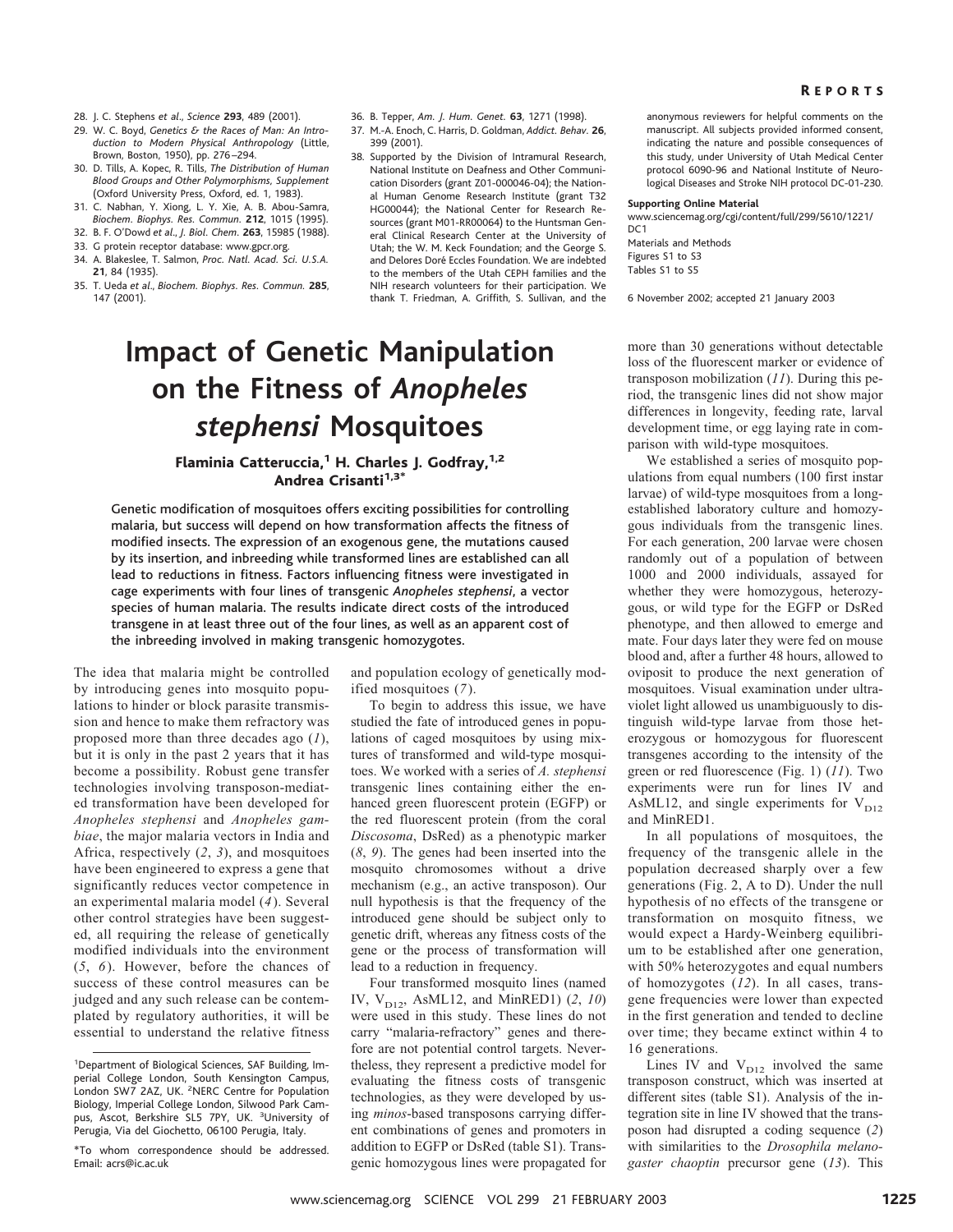28. J. C. Stephens *et al.*, *Science* **293**, 489 (2001).
29. W. C. Boyd, *Genetics & the Races of Man: An Introduction to Modern Physical Anthropology* (Little, Brown, Boston, 1950), pp. 276–294.
30. D. Tills, A. Kopec, R. Tills, *The Distribution of Human Blood Groups and Other Polymorphisms, Supplement* (Oxford University Press, Oxford, ed. 1, 1983).
31. C. Nabhan, Y. Xiong, L. Y. Xie, A. B. Abou-Samra, *Biochem. Biophys. Res. Commun.* **212**, 1015 (1995).
32. B. F. O'Dowd *et al.*, *J. Biol. Chem.* **263**, 15985 (1988).
33. G protein receptor database: www.gpcr.org.
34. A. Blakeslee, T. Salmon, *Proc. Natl. Acad. Sci. U.S.A.* **21**, 84 (1935).
35. T. Ueda *et al.*, *Biochem. Biophys. Res. Commun.* **285**, 147 (2001).
36. B. Tepper, *Am. J. Hum. Genet.* **63**, 1271 (1998).
37. M.-A. Enoch, C. Harris, D. Goldman, *Addict. Behav.* **26**, 399 (2001).
38. Supported by the Division of Intramural Research, National Institute on Deafness and Other Communication Disorders (grant Z01-000046-04); the National Human Genome Research Institute (grant T32 HG00044); the National Center for Research Resources (grant M01-RR00064) to the Huntsman General Clinical Research Center at the University of Utah; the W. M. Keck Foundation; and the George S. and Delores Doré Eccles Foundation. We are indebted to the members of the Utah CEPH families and the NIH research volunteers for their participation. We thank T. Friedman, A. Griffith, S. Sullivan, and the anonymous reviewers for helpful comments on the manuscript. All subjects provided informed consent, indicating the nature and possible consequences of this study, under University of Utah Medical Center protocol 6090-96 and National Institute of Neurological Diseases and Stroke NIH protocol DC-01-230.

**Supporting Online Material**
www.sciencemag.org/cgi/content/full/299/5610/1221/DC1
Materials and Methods
Figures S1 to S3
Tables S1 to S5

6 November 2002; accepted 21 January 2003

# Impact of Genetic Manipulation on the Fitness of *Anopheles stephensi* Mosquitoes

**Flaminia Catteruccia,[1] H. Charles J. Godfray,[1,2] Andrea Crisanti[1,3]***

**Genetic modification of mosquitoes offers exciting possibilities for controlling malaria, but success will depend on how transformation affects the fitness of modified insects. The expression of an exogenous gene, the mutations caused by its insertion, and inbreeding while transformed lines are established can all lead to reductions in fitness. Factors influencing fitness were investigated in cage experiments with four lines of transgenic *Anopheles stephensi*, a vector species of human malaria. The results indicate direct costs of the introduced transgene in at least three out of the four lines, as well as an apparent cost of the inbreeding involved in making transgenic homozygotes.**

The idea that malaria might be controlled by introducing genes into mosquito populations to hinder or block parasite transmission and hence to make them refractory was proposed more than three decades ago (*1*), but it is only in the past 2 years that it has become a possibility. Robust gene transfer technologies involving transposon-mediated transformation have been developed for *Anopheles stephensi* and *Anopheles gambiae*, the major malaria vectors in India and Africa, respectively (*2*, *3*), and mosquitoes have been engineered to express a gene that significantly reduces vector competence in an experimental malaria model (*4*). Several other control strategies have been suggested, all requiring the release of genetically modified individuals into the environment (*5*, *6*). However, before the chances of success of these control measures can be judged and any such release can be contemplated by regulatory authorities, it will be essential to understand the relative fitness and population ecology of genetically modified mosquitoes (*7*).

To begin to address this issue, we have studied the fate of introduced genes in populations of caged mosquitoes by using mixtures of transformed and wild-type mosquitoes. We worked with a series of *A. stephensi* transgenic lines containing either the enhanced green fluorescent protein (EGFP) or the red fluorescent protein (from the coral *Discosoma*, DsRed) as a phenotypic marker (*8*, *9*). The genes had been inserted into the mosquito chromosomes without a drive mechanism (e.g., an active transposon). Our null hypothesis is that the frequency of the introduced gene should be subject only to genetic drift, whereas any fitness costs of the gene or the process of transformation will lead to a reduction in frequency.

Four transformed mosquito lines (named IV, $V_{D12}$, AsML12, and MinRED1) (*2*, *10*) were used in this study. These lines do not carry "malaria-refractory" genes and therefore are not potential control targets. Nevertheless, they represent a predictive model for evaluating the fitness costs of transgenic technologies, as they were developed by using *minos*-based transposons carrying different combinations of genes and promoters in addition to EGFP or DsRed (table S1). Transgenic homozygous lines were propagated for more than 30 generations without detectable loss of the fluorescent marker or evidence of transposon mobilization (*11*). During this period, the transgenic lines did not show major differences in longevity, feeding rate, larval development time, or egg laying rate in comparison with wild-type mosquitoes.

We established a series of mosquito populations from equal numbers (100 first instar larvae) of wild-type mosquitoes from a long-established laboratory culture and homozygous individuals from the transgenic lines. For each generation, 200 larvae were chosen randomly out of a population of between 1000 and 2000 individuals, assayed for whether they were homozygous, heterozygous, or wild type for the EGFP or DsRed phenotype, and then allowed to emerge and mate. Four days later they were fed on mouse blood and, after a further 48 hours, allowed to oviposit to produce the next generation of mosquitoes. Visual examination under ultraviolet light allowed us unambiguously to distinguish wild-type larvae from those heterozygous or homozygous for fluorescent transgenes according to the intensity of the green or red fluorescence (Fig. 1) (*11*). Two experiments were run for lines IV and AsML12, and single experiments for $V_{D12}$ and MinRED1.

In all populations of mosquitoes, the frequency of the transgenic allele in the population decreased sharply over a few generations (Fig. 2, A to D). Under the null hypothesis of no effects of the transgene or transformation on mosquito fitness, we would expect a Hardy-Weinberg equilibrium to be established after one generation, with 50% heterozygotes and equal numbers of homozygotes (*12*). In all cases, transgene frequencies were lower than expected in the first generation and tended to decline over time; they became extinct within 4 to 16 generations.

Lines IV and $V_{D12}$ involved the same transposon construct, which was inserted at different sites (table S1). Analysis of the integration site in line IV showed that the transposon had disrupted a coding sequence (*2*) with similarities to the *Drosophila melanogaster chaoptin* precursor gene (*13*). This

---

[1]Department of Biological Sciences, SAF Building, Imperial College London, South Kensington Campus, London SW7 2AZ, UK. [2]NERC Centre for Population Biology, Imperial College London, Silwood Park Campus, Ascot, Berkshire SL5 7PY, UK. [3]University of Perugia, Via del Giochetto, 06100 Perugia, Italy.

*To whom correspondence should be addressed. Email: acrs@ic.ac.uk